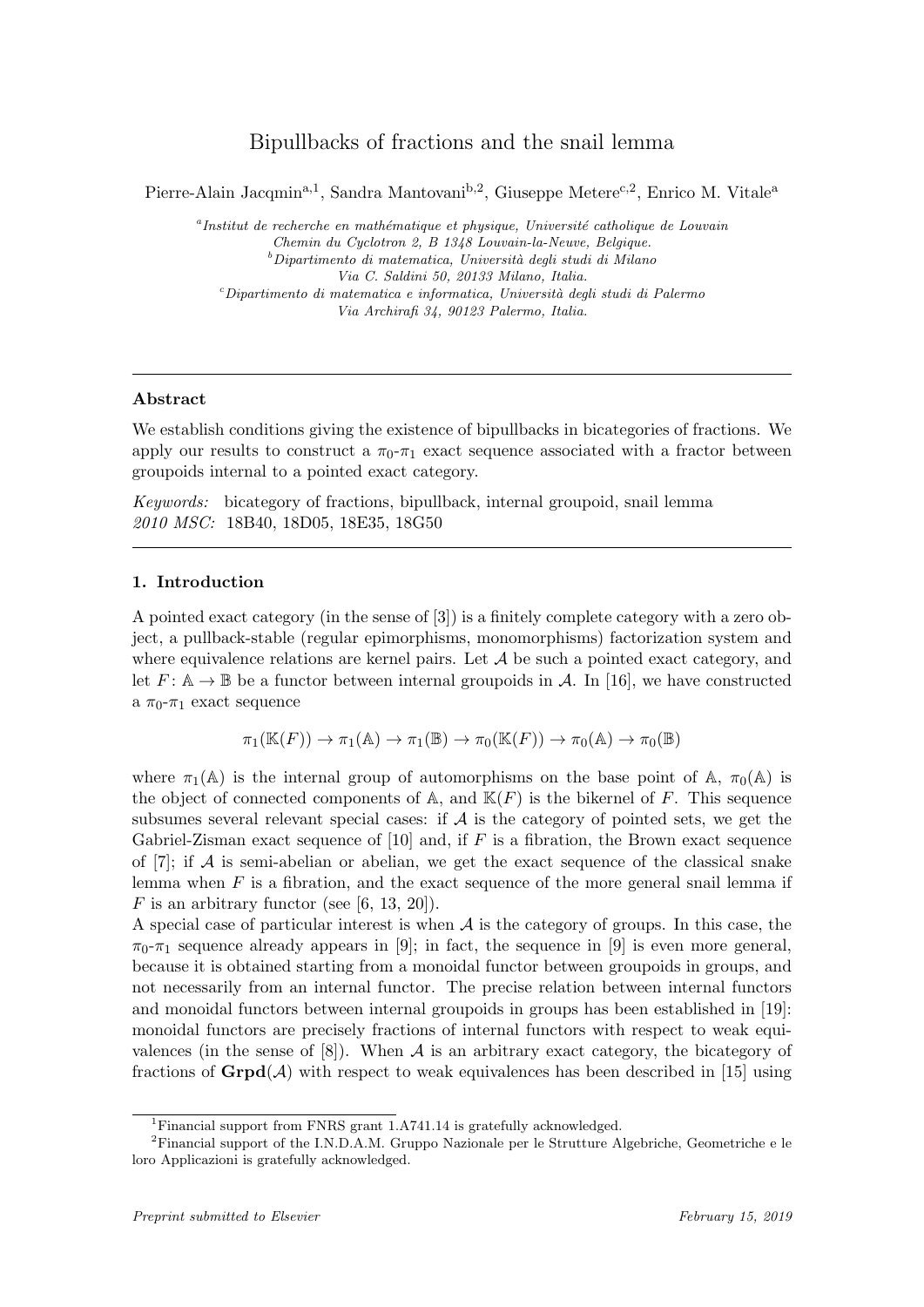# Bipullbacks of fractions and the snail lemma

Pierre-Alain Jacqmin[a,1], Sandra Mantovani[b,2], Giuseppe Metere[c,2], Enrico M. Vitale[a]

[a] *Institut de recherche en mathématique et physique, Université catholique de Louvain Chemin du Cyclotron 2, B 1348 Louvain-la-Neuve, Belgique.*
[b] *Dipartimento di matematica, Università degli studi di Milano Via C. Saldini 50, 20133 Milano, Italia.*
[c] *Dipartimento di matematica e informatica, Università degli studi di Palermo Via Archirafi 34, 90123 Palermo, Italia.*

---

### Abstract

We establish conditions giving the existence of bipullbacks in bicategories of fractions. We apply our results to construct a $\pi_0$-$\pi_1$ exact sequence associated with a fractor between groupoids internal to a pointed exact category.

*Keywords:* bicategory of fractions, bipullback, internal groupoid, snail lemma
*2010 MSC:* 18B40, 18D05, 18E35, 18G50

---

## 1. Introduction

A pointed exact category (in the sense of [3]) is a finitely complete category with a zero object, a pullback-stable (regular epimorphisms, monomorphisms) factorization system and where equivalence relations are kernel pairs. Let $\mathcal{A}$ be such a pointed exact category, and let $F: \mathbb{A} \to \mathbb{B}$ be a functor between internal groupoids in $\mathcal{A}$. In [16], we have constructed a $\pi_0$-$\pi_1$ exact sequence

$$\pi_1(\mathbb{K}(F)) \to \pi_1(\mathbb{A}) \to \pi_1(\mathbb{B}) \to \pi_0(\mathbb{K}(F)) \to \pi_0(\mathbb{A}) \to \pi_0(\mathbb{B})$$

where $\pi_1(\mathbb{A})$ is the internal group of automorphisms on the base point of $\mathbb{A}$, $\pi_0(\mathbb{A})$ is the object of connected components of $\mathbb{A}$, and $\mathbb{K}(F)$ is the bikernel of $F$. This sequence subsumes several relevant special cases: if $\mathcal{A}$ is the category of pointed sets, we get the Gabriel-Zisman exact sequence of [10] and, if $F$ is a fibration, the Brown exact sequence of [7]; if $\mathcal{A}$ is semi-abelian or abelian, we get the exact sequence of the classical snake lemma when $F$ is a fibration, and the exact sequence of the more general snail lemma if $F$ is an arbitrary functor (see [6, 13, 20]).

A special case of particular interest is when $\mathcal{A}$ is the category of groups. In this case, the $\pi_0$-$\pi_1$ sequence already appears in [9]; in fact, the sequence in [9] is even more general, because it is obtained starting from a monoidal functor between groupoids in groups, and not necessarily from an internal functor. The precise relation between internal functors and monoidal functors between internal groupoids in groups has been established in [19]: monoidal functors are precisely fractions of internal functors with respect to weak equivalences (in the sense of [8]). When $\mathcal{A}$ is an arbitrary exact category, the bicategory of fractions of $\mathbf{Grpd}(\mathcal{A})$ with respect to weak equivalences has been described in [15] using

---

[1] Financial support from FNRS grant 1.A741.14 is gratefully acknowledged.

[2] Financial support of the I.N.D.A.M. Gruppo Nazionale per le Strutture Algebriche, Geometriche e le loro Applicazioni is gratefully acknowledged.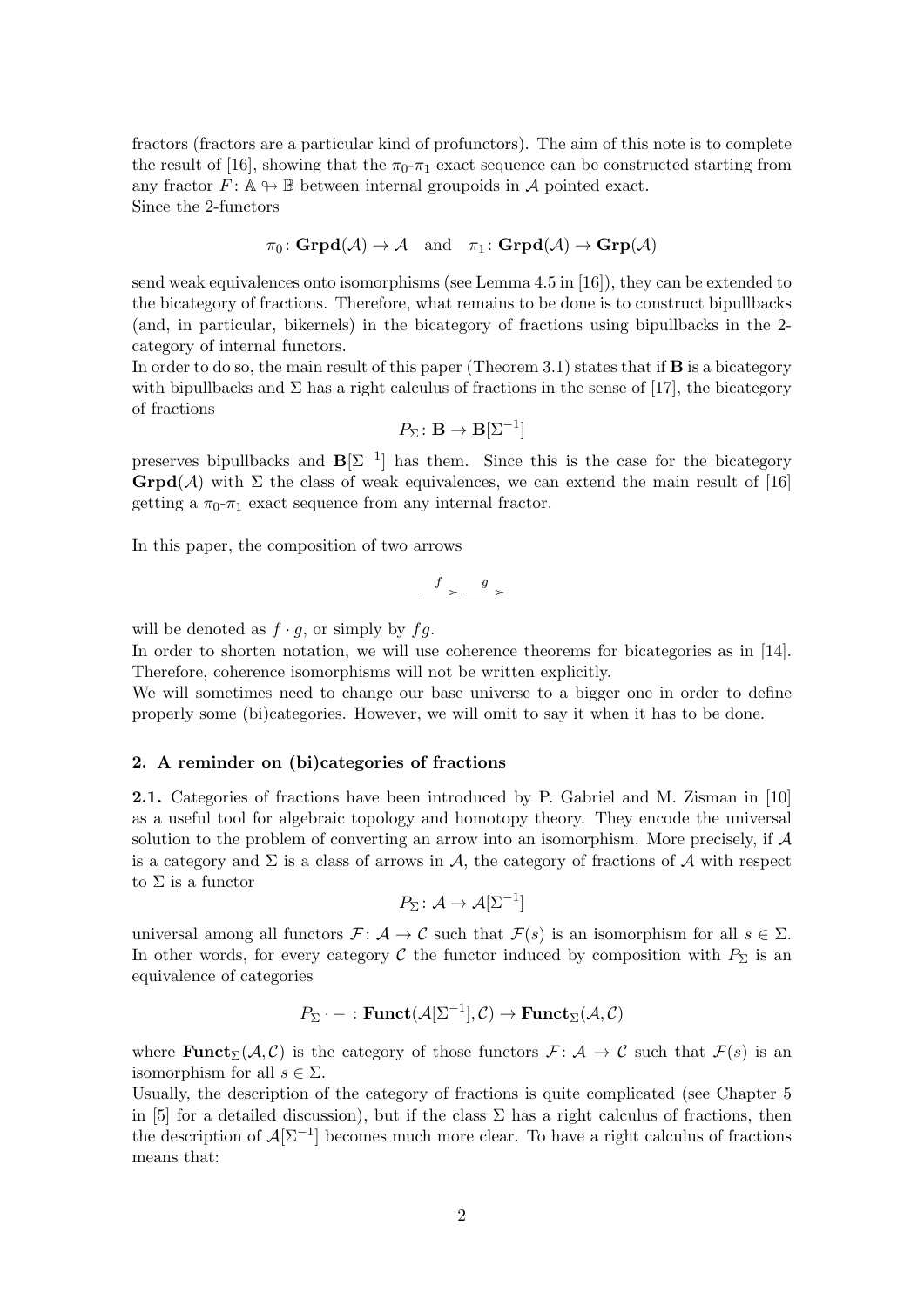fractors (fractors are a particular kind of profunctors). The aim of this note is to complete the result of [16], showing that the $\pi_0$-$\pi_1$ exact sequence can be constructed starting from any fractor $F\colon \mathbb{A} \nrightarrow \mathbb{B}$ between internal groupoids in $\mathcal{A}$ pointed exact.
Since the 2-functors

$$\pi_0\colon \mathbf{Grpd}(\mathcal{A}) \to \mathcal{A} \quad \text{and} \quad \pi_1\colon \mathbf{Grpd}(\mathcal{A}) \to \mathbf{Grp}(\mathcal{A})$$

send weak equivalences onto isomorphisms (see Lemma 4.5 in [16]), they can be extended to the bicategory of fractions. Therefore, what remains to be done is to construct bipullbacks (and, in particular, bikernels) in the bicategory of fractions using bipullbacks in the 2-category of internal functors.
In order to do so, the main result of this paper (Theorem 3.1) states that if $\mathbf{B}$ is a bicategory with bipullbacks and $\Sigma$ has a right calculus of fractions in the sense of [17], the bicategory of fractions

$$P_\Sigma\colon \mathbf{B} \to \mathbf{B}[\Sigma^{-1}]$$

preserves bipullbacks and $\mathbf{B}[\Sigma^{-1}]$ has them. Since this is the case for the bicategory $\mathbf{Grpd}(\mathcal{A})$ with $\Sigma$ the class of weak equivalences, we can extend the main result of [16] getting a $\pi_0$-$\pi_1$ exact sequence from any internal fractor.

In this paper, the composition of two arrows

$$\xrightarrow{\ f\ } \xrightarrow{\ g\ }$$

will be denoted as $f \cdot g$, or simply by $fg$.
In order to shorten notation, we will use coherence theorems for bicategories as in [14]. Therefore, coherence isomorphisms will not be written explicitly.
We will sometimes need to change our base universe to a bigger one in order to define properly some (bi)categories. However, we will omit to say it when it has to be done.

## 2. A reminder on (bi)categories of fractions

**2.1.** Categories of fractions have been introduced by P. Gabriel and M. Zisman in [10] as a useful tool for algebraic topology and homotopy theory. They encode the universal solution to the problem of converting an arrow into an isomorphism. More precisely, if $\mathcal{A}$ is a category and $\Sigma$ is a class of arrows in $\mathcal{A}$, the category of fractions of $\mathcal{A}$ with respect to $\Sigma$ is a functor

$$P_\Sigma\colon \mathcal{A} \to \mathcal{A}[\Sigma^{-1}]$$

universal among all functors $\mathcal{F}\colon \mathcal{A} \to \mathcal{C}$ such that $\mathcal{F}(s)$ is an isomorphism for all $s \in \Sigma$. In other words, for every category $\mathcal{C}$ the functor induced by composition with $P_\Sigma$ is an equivalence of categories

$$P_\Sigma \cdot - \colon \mathbf{Funct}(\mathcal{A}[\Sigma^{-1}], \mathcal{C}) \to \mathbf{Funct}_\Sigma(\mathcal{A}, \mathcal{C})$$

where $\mathbf{Funct}_\Sigma(\mathcal{A}, \mathcal{C})$ is the category of those functors $\mathcal{F}\colon \mathcal{A} \to \mathcal{C}$ such that $\mathcal{F}(s)$ is an isomorphism for all $s \in \Sigma$.
Usually, the description of the category of fractions is quite complicated (see Chapter 5 in [5] for a detailed discussion), but if the class $\Sigma$ has a right calculus of fractions, then the description of $\mathcal{A}[\Sigma^{-1}]$ becomes much more clear. To have a right calculus of fractions means that: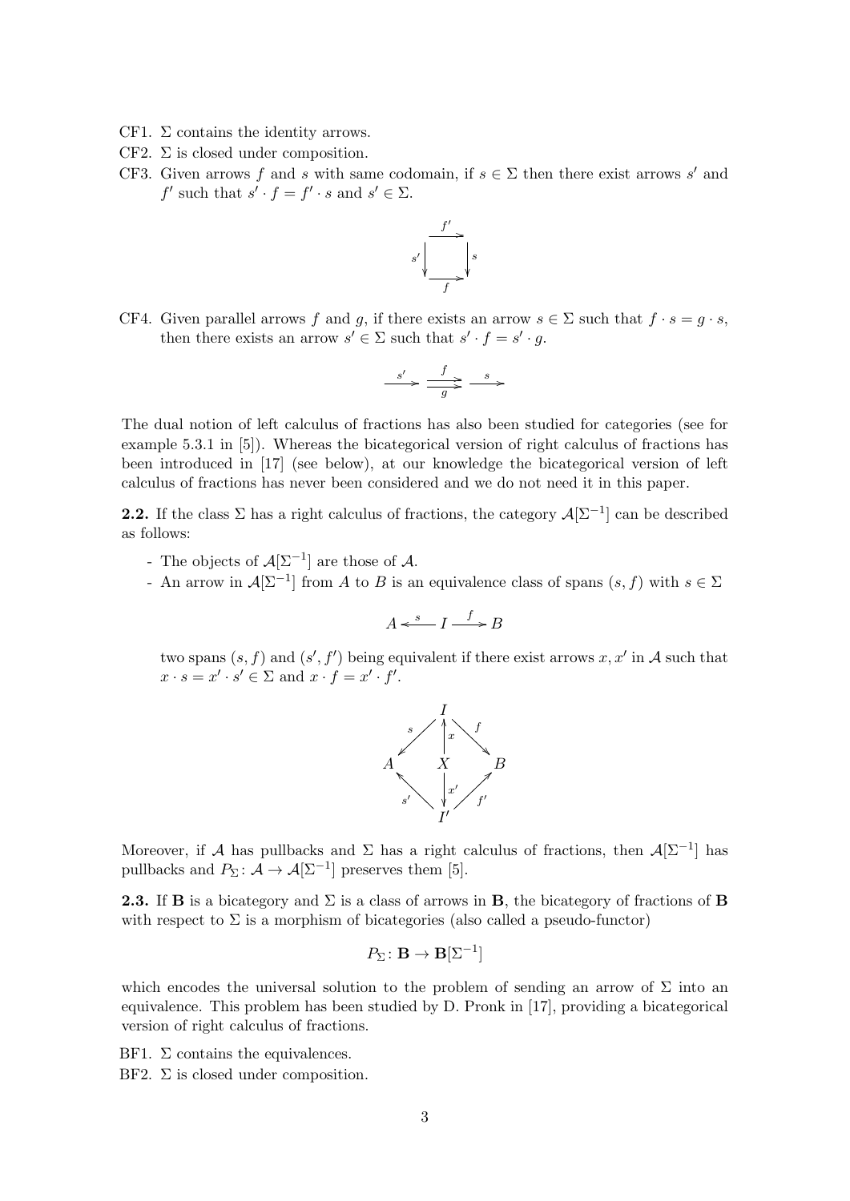- CF1. $\Sigma$ contains the identity arrows.
- CF2. $\Sigma$ is closed under composition.
- CF3. Given arrows $f$ and $s$ with same codomain, if $s \in \Sigma$ then there exist arrows $s'$ and $f'$ such that $s' \cdot f = f' \cdot s$ and $s' \in \Sigma$.

$$\begin{array}{ccc} \cdot & \xrightarrow{f'} & \cdot \\ {\scriptstyle s'}\downarrow & & \downarrow{\scriptstyle s} \\ \cdot & \xrightarrow[f]{} & \cdot \end{array}$$

- CF4. Given parallel arrows $f$ and $g$, if there exists an arrow $s \in \Sigma$ such that $f \cdot s = g \cdot s$, then there exists an arrow $s' \in \Sigma$ such that $s' \cdot f = s' \cdot g$.

$$\xrightarrow{s'} \quad \underset{g}{\overset{f}{\rightrightarrows}} \quad \xrightarrow{s}$$

The dual notion of left calculus of fractions has also been studied for categories (see for example 5.3.1 in [5]). Whereas the bicategorical version of right calculus of fractions has been introduced in [17] (see below), at our knowledge the bicategorical version of left calculus of fractions has never been considered and we do not need it in this paper.

**2.2.** If the class $\Sigma$ has a right calculus of fractions, the category $\mathcal{A}[\Sigma^{-1}]$ can be described as follows:

- The objects of $\mathcal{A}[\Sigma^{-1}]$ are those of $\mathcal{A}$.
- An arrow in $\mathcal{A}[\Sigma^{-1}]$ from $A$ to $B$ is an equivalence class of spans $(s, f)$ with $s \in \Sigma$

$$A \xleftarrow{s} I \xrightarrow{f} B$$

two spans $(s, f)$ and $(s', f')$ being equivalent if there exist arrows $x, x'$ in $\mathcal{A}$ such that $x \cdot s = x' \cdot s' \in \Sigma$ and $x \cdot f = x' \cdot f'$.

$$\begin{array}{ccccc} & & I & & \\ & {\scriptstyle s}\swarrow & \uparrow{\scriptstyle x} & \searrow{\scriptstyle f} & \\ A & & X & & B \\ & {\scriptstyle s'}\nwarrow & \downarrow{\scriptstyle x'} & \nearrow{\scriptstyle f'} & \\ & & I' & & \end{array}$$

Moreover, if $\mathcal{A}$ has pullbacks and $\Sigma$ has a right calculus of fractions, then $\mathcal{A}[\Sigma^{-1}]$ has pullbacks and $P_\Sigma \colon \mathcal{A} \to \mathcal{A}[\Sigma^{-1}]$ preserves them [5].

**2.3.** If $\mathbf{B}$ is a bicategory and $\Sigma$ is a class of arrows in $\mathbf{B}$, the bicategory of fractions of $\mathbf{B}$ with respect to $\Sigma$ is a morphism of bicategories (also called a pseudo-functor)

$$P_\Sigma \colon \mathbf{B} \to \mathbf{B}[\Sigma^{-1}]$$

which encodes the universal solution to the problem of sending an arrow of $\Sigma$ into an equivalence. This problem has been studied by D. Pronk in [17], providing a bicategorical version of right calculus of fractions.

- BF1. $\Sigma$ contains the equivalences.
- BF2. $\Sigma$ is closed under composition.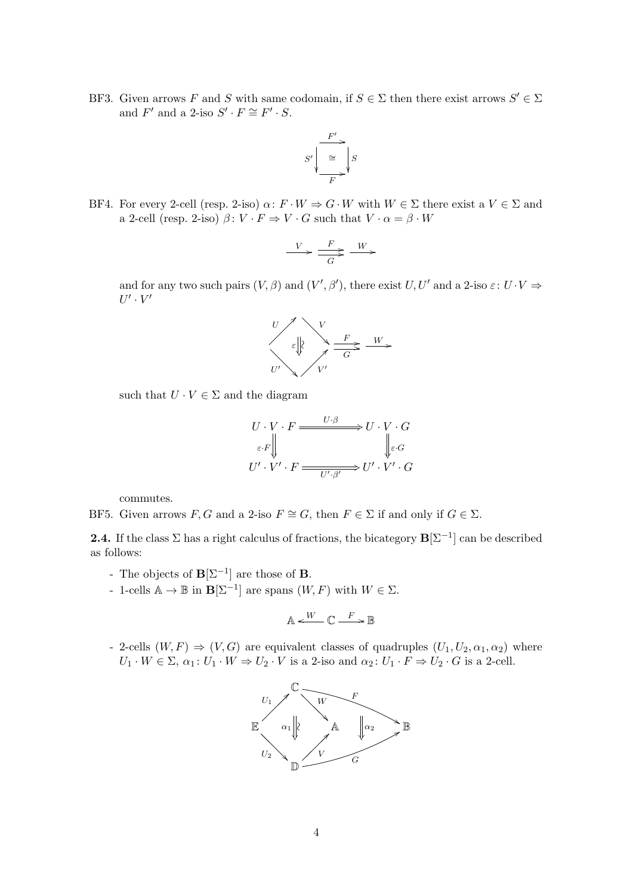BF3. Given arrows $F$ and $S$ with same codomain, if $S \in \Sigma$ then there exist arrows $S' \in \Sigma$ and $F'$ and a 2-iso $S' \cdot F \cong F' \cdot S$.

$$\begin{array}{ccc} & \xrightarrow{F'} & \\ S' \big\downarrow & \cong & \big\downarrow S \\ & \xrightarrow[F]{} & \end{array}$$

BF4. For every 2-cell (resp. 2-iso) $\alpha\colon F \cdot W \Rightarrow G \cdot W$ with $W \in \Sigma$ there exist a $V \in \Sigma$ and a 2-cell (resp. 2-iso) $\beta\colon V \cdot F \Rightarrow V \cdot G$ such that $V \cdot \alpha = \beta \cdot W$

$$\xrightarrow{V} \;\underset{G}{\overset{F}{\rightrightarrows}}\; \xrightarrow{W}$$

and for any two such pairs $(V, \beta)$ and $(V', \beta')$, there exist $U, U'$ and a 2-iso $\varepsilon\colon U \cdot V \Rightarrow U' \cdot V'$

$$\xrightarrow{U,\,U'} \;\; \varepsilon \;\; \xrightarrow{V,\,V'} \;\underset{G}{\overset{F}{\rightrightarrows}}\; \xrightarrow{W}$$

such that $U \cdot V \in \Sigma$ and the diagram

$$\begin{array}{ccc} U \cdot V \cdot F & \xRightarrow{U \cdot \beta} & U \cdot V \cdot G \\ {\scriptstyle \varepsilon \cdot F} \Big\Downarrow & & \Big\Downarrow {\scriptstyle \varepsilon \cdot G} \\ U' \cdot V' \cdot F & \xRightarrow[U' \cdot \beta']{} & U' \cdot V' \cdot G \end{array}$$

commutes.

BF5. Given arrows $F, G$ and a 2-iso $F \cong G$, then $F \in \Sigma$ if and only if $G \in \Sigma$.

**2.4.** If the class $\Sigma$ has a right calculus of fractions, the bicategory $\mathbf{B}[\Sigma^{-1}]$ can be described as follows:

- The objects of $\mathbf{B}[\Sigma^{-1}]$ are those of $\mathbf{B}$.
- 1-cells $\mathbb{A} \to \mathbb{B}$ in $\mathbf{B}[\Sigma^{-1}]$ are spans $(W, F)$ with $W \in \Sigma$.

$$\mathbb{A} \xleftarrow{W} \mathbb{C} \xrightarrow{F} \mathbb{B}$$

- 2-cells $(W, F) \Rightarrow (V, G)$ are equivalent classes of quadruples $(U_1, U_2, \alpha_1, \alpha_2)$ where $U_1 \cdot W \in \Sigma$, $\alpha_1\colon U_1 \cdot W \Rightarrow U_2 \cdot V$ is a 2-iso and $\alpha_2\colon U_1 \cdot F \Rightarrow U_2 \cdot G$ is a 2-cell.

$$\begin{array}{ccccc} & & \mathbb{C} & & \\ & {\scriptstyle U_1} \nearrow & & \searrow {\scriptstyle W} \quad \overset{F}{\frown} & \\ \mathbb{E} & \alpha_1 \Downarrow \wr & \mathbb{A} & \Downarrow \alpha_2 & \mathbb{B} \\ & {\scriptstyle U_2} \searrow & & \nearrow {\scriptstyle V} \quad \underset{G}{\smile} & \\ & & \mathbb{D} & & \end{array}$$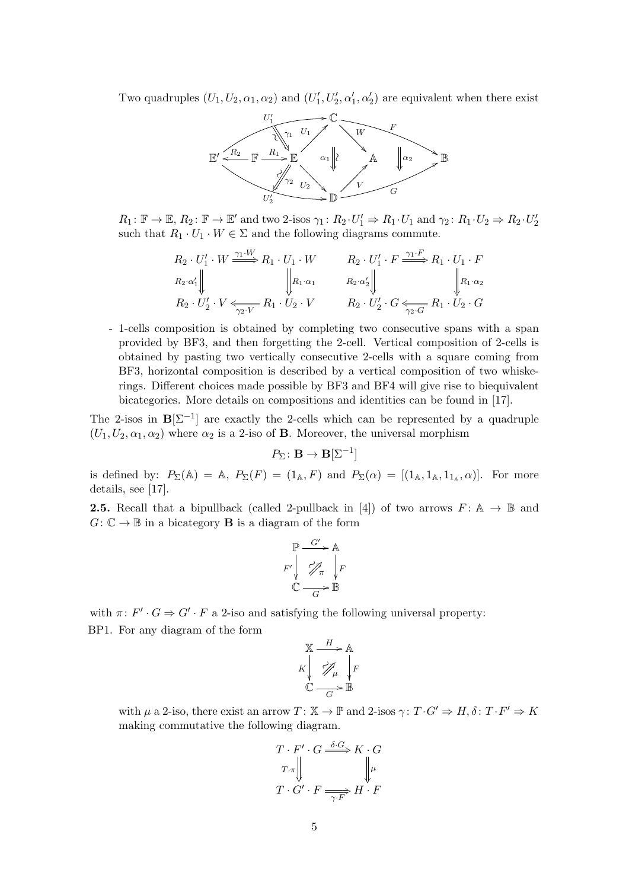Two quadruples $(U_1, U_2, \alpha_1, \alpha_2)$ and $(U_1', U_2', \alpha_1', \alpha_2')$ are equivalent when there exist

$$
\begin{array}{c}
\mathbb{E}' \xleftarrow{R_2} \mathbb{F} \xrightarrow{R_1} \mathbb{E}, \quad U_1' \colon \mathbb{E}' \to \mathbb{C},\ U_2' \colon \mathbb{E}' \to \mathbb{D},\ U_1 \colon \mathbb{E} \to \mathbb{C},\ U_2 \colon \mathbb{E} \to \mathbb{D},\\
W \colon \mathbb{C} \to \mathbb{A},\ V \colon \mathbb{D} \to \mathbb{A},\ F \colon \mathbb{C} \to \mathbb{B},\ G \colon \mathbb{D} \to \mathbb{B},\ \alpha_1,\ \alpha_2,\ \gamma_1,\ \gamma_2
\end{array}
$$

$R_1 \colon \mathbb{F} \to \mathbb{E}$, $R_2 \colon \mathbb{F} \to \mathbb{E}'$ and two 2-isos $\gamma_1 \colon R_2 \cdot U_1' \Rightarrow R_1 \cdot U_1$ and $\gamma_2 \colon R_1 \cdot U_2 \Rightarrow R_2 \cdot U_2'$ such that $R_1 \cdot U_1 \cdot W \in \Sigma$ and the following diagrams commute.

$$
\begin{array}{ccc}
R_2 \cdot U_1' \cdot W & \xRightarrow{\gamma_1 \cdot W} & R_1 \cdot U_1 \cdot W \\
{\scriptstyle R_2 \cdot \alpha_1'} \Downarrow & & \Downarrow {\scriptstyle R_1 \cdot \alpha_1} \\
R_2 \cdot U_2' \cdot V & \xLeftarrow[\gamma_2 \cdot V]{} & R_1 \cdot U_2 \cdot V
\end{array}
\qquad
\begin{array}{ccc}
R_2 \cdot U_1' \cdot F & \xRightarrow{\gamma_1 \cdot F} & R_1 \cdot U_1 \cdot F \\
{\scriptstyle R_2 \cdot \alpha_2'} \Downarrow & & \Downarrow {\scriptstyle R_1 \cdot \alpha_2} \\
R_2 \cdot U_2' \cdot G & \xLeftarrow[\gamma_2 \cdot G]{} & R_1 \cdot U_2 \cdot G
\end{array}
$$

- 1-cells composition is obtained by completing two consecutive spans with a span provided by BF3, and then forgetting the 2-cell. Vertical composition of 2-cells is obtained by pasting two vertically consecutive 2-cells with a square coming from BF3, horizontal composition is described by a vertical composition of two whiskerings. Different choices made possible by BF3 and BF4 will give rise to biequivalent bicategories. More details on compositions and identities can be found in [17].

The 2-isos in $\mathbf{B}[\Sigma^{-1}]$ are exactly the 2-cells which can be represented by a quadruple $(U_1, U_2, \alpha_1, \alpha_2)$ where $\alpha_2$ is a 2-iso of $\mathbf{B}$. Moreover, the universal morphism

$$P_\Sigma \colon \mathbf{B} \to \mathbf{B}[\Sigma^{-1}]$$

is defined by: $P_\Sigma(\mathbb{A}) = \mathbb{A}$, $P_\Sigma(F) = (1_\mathbb{A}, F)$ and $P_\Sigma(\alpha) = [(1_\mathbb{A}, 1_\mathbb{A}, 1_{1_\mathbb{A}}, \alpha)]$. For more details, see [17].

**2.5.** Recall that a bipullback (called 2-pullback in [4]) of two arrows $F \colon \mathbb{A} \to \mathbb{B}$ and $G \colon \mathbb{C} \to \mathbb{B}$ in a bicategory $\mathbf{B}$ is a diagram of the form

$$
\begin{array}{ccc}
\mathbb{P} & \xrightarrow{G'} & \mathbb{A} \\
{\scriptstyle F'} \downarrow & \overset{\sim}{\nearrow}_{\pi} & \downarrow {\scriptstyle F} \\
\mathbb{C} & \xrightarrow[G]{} & \mathbb{B}
\end{array}
$$

with $\pi \colon F' \cdot G \Rightarrow G' \cdot F$ a 2-iso and satisfying the following universal property:

BP1. For any diagram of the form

$$
\begin{array}{ccc}
\mathbb{X} & \xrightarrow{H} & \mathbb{A} \\
{\scriptstyle K} \downarrow & \overset{\sim}{\nearrow}_{\mu} & \downarrow {\scriptstyle F} \\
\mathbb{C} & \xrightarrow[G]{} & \mathbb{B}
\end{array}
$$

with $\mu$ a 2-iso, there exist an arrow $T \colon \mathbb{X} \to \mathbb{P}$ and 2-isos $\gamma \colon T \cdot G' \Rightarrow H, \delta \colon T \cdot F' \Rightarrow K$ making commutative the following diagram.

$$
\begin{array}{ccc}
T \cdot F' \cdot G & \xRightarrow{\delta \cdot G} & K \cdot G \\
{\scriptstyle T \cdot \pi} \Downarrow & & \Downarrow {\scriptstyle \mu} \\
T \cdot G' \cdot F & \xRightarrow[\gamma \cdot F]{} & H \cdot F
\end{array}
$$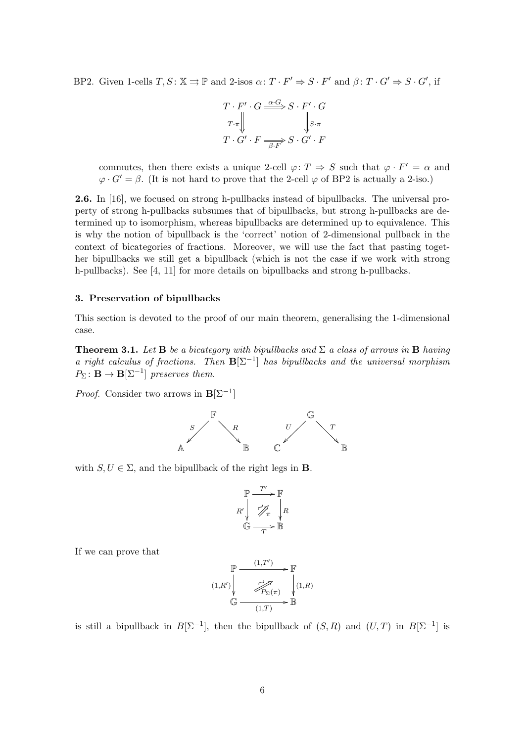BP2. Given 1-cells $T, S\colon \mathbb{X} \rightrightarrows \mathbb{P}$ and 2-isos $\alpha\colon T \cdot F' \Rightarrow S \cdot F'$ and $\beta\colon T \cdot G' \Rightarrow S \cdot G'$, if

$$\begin{array}{ccc} T \cdot F' \cdot G & \xRightarrow{\alpha \cdot G} & S \cdot F' \cdot G \\ {\scriptstyle T\cdot\pi}\Big\Downarrow & & \Big\Downarrow{\scriptstyle S\cdot\pi} \\ T \cdot G' \cdot F & \xRightarrow[\beta \cdot F]{} & S \cdot G' \cdot F \end{array}$$

commutes, then there exists a unique 2-cell $\varphi\colon T \Rightarrow S$ such that $\varphi \cdot F' = \alpha$ and $\varphi \cdot G' = \beta$. (It is not hard to prove that the 2-cell $\varphi$ of BP2 is actually a 2-iso.)

**2.6.** In [16], we focused on strong h-pullbacks instead of bipullbacks. The universal property of strong h-pullbacks subsumes that of bipullbacks, but strong h-pullbacks are determined up to isomorphism, whereas bipullbacks are determined up to equivalence. This is why the notion of bipullback is the 'correct' notion of 2-dimensional pullback in the context of bicategories of fractions. Moreover, we will use the fact that pasting together bipullbacks we still get a bipullback (which is not the case if we work with strong h-pullbacks). See [4, 11] for more details on bipullbacks and strong h-pullbacks.

## 3. Preservation of bipullbacks

This section is devoted to the proof of our main theorem, generalising the 1-dimensional case.

**Theorem 3.1.** *Let* $\mathbf{B}$ *be a bicategory with bipullbacks and* $\Sigma$ *a class of arrows in* $\mathbf{B}$ *having a right calculus of fractions. Then* $\mathbf{B}[\Sigma^{-1}]$ *has bipullbacks and the universal morphism* $P_\Sigma\colon \mathbf{B} \to \mathbf{B}[\Sigma^{-1}]$ *preserves them.*

*Proof.* Consider two arrows in $\mathbf{B}[\Sigma^{-1}]$

$$\mathbb{A} \xleftarrow{S} \mathbb{F} \xrightarrow{R} \mathbb{B} \qquad \mathbb{C} \xleftarrow{U} \mathbb{G} \xrightarrow{T} \mathbb{B}$$

with $S, U \in \Sigma$, and the bipullback of the right legs in $\mathbf{B}$.

$$\begin{array}{ccc} \mathbb{P} & \xrightarrow{T'} & \mathbb{F} \\ {\scriptstyle R'}\downarrow & \overset{\sim}{\Rightarrow}_{\pi} & \downarrow{\scriptstyle R} \\ \mathbb{G} & \xrightarrow[T]{} & \mathbb{B} \end{array}$$

If we can prove that

$$\begin{array}{ccc} \mathbb{P} & \xrightarrow{(1,T')} & \mathbb{F} \\ {\scriptstyle (1,R')}\downarrow & \overset{\sim}{\Rightarrow}_{P_\Sigma(\pi)} & \downarrow{\scriptstyle (1,R)} \\ \mathbb{G} & \xrightarrow[(1,T)]{} & \mathbb{B} \end{array}$$

is still a bipullback in $B[\Sigma^{-1}]$, then the bipullback of $(S, R)$ and $(U, T)$ in $B[\Sigma^{-1}]$ is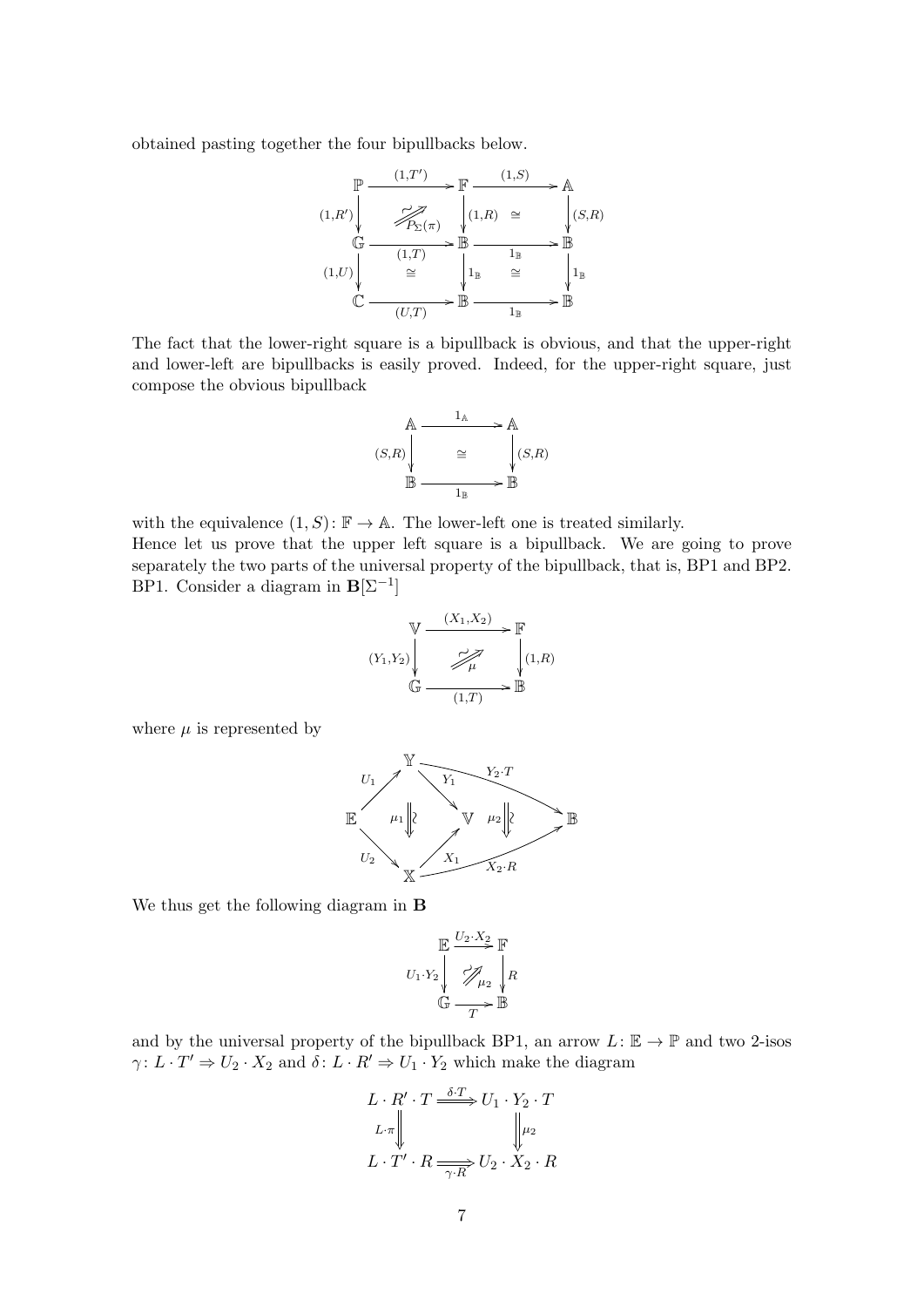obtained pasting together the four bipullbacks below.

$$
\begin{array}{ccccc}
\mathbb{P} & \xrightarrow{(1,T')} & \mathbb{F} & \xrightarrow{(1,S)} & \mathbb{A} \\
{\scriptstyle (1,R')}\downarrow & \overset{\sim}{\nearrow}{\scriptstyle P_\Sigma(\pi)} & \downarrow{\scriptstyle (1,R)} & \cong & \downarrow{\scriptstyle (S,R)} \\
\mathbb{G} & \xrightarrow[(1,T)]{} & \mathbb{B} & \xrightarrow[1_\mathbb{B}]{} & \mathbb{B} \\
{\scriptstyle (1,U)}\downarrow & \cong & \downarrow{\scriptstyle 1_\mathbb{B}} & \cong & \downarrow{\scriptstyle 1_\mathbb{B}} \\
\mathbb{C} & \xrightarrow[(U,T)]{} & \mathbb{B} & \xrightarrow[1_\mathbb{B}]{} & \mathbb{B}
\end{array}
$$

The fact that the lower-right square is a bipullback is obvious, and that the upper-right and lower-left are bipullbacks is easily proved. Indeed, for the upper-right square, just compose the obvious bipullback

$$
\begin{array}{ccc}
\mathbb{A} & \xrightarrow{1_\mathbb{A}} & \mathbb{A} \\
{\scriptstyle (S,R)}\downarrow & \cong & \downarrow{\scriptstyle (S,R)} \\
\mathbb{B} & \xrightarrow[1_\mathbb{B}]{} & \mathbb{B}
\end{array}
$$

with the equivalence $(1,S)\colon \mathbb{F} \to \mathbb{A}$. The lower-left one is treated similarly.
Hence let us prove that the upper left square is a bipullback. We are going to prove separately the two parts of the universal property of the bipullback, that is, BP1 and BP2.
BP1. Consider a diagram in $\mathbf{B}[\Sigma^{-1}]$

$$
\begin{array}{ccc}
\mathbb{V} & \xrightarrow{(X_1,X_2)} & \mathbb{F} \\
{\scriptstyle (Y_1,Y_2)}\downarrow & \overset{\sim}{\nearrow}{\scriptstyle \mu} & \downarrow{\scriptstyle (1,R)} \\
\mathbb{G} & \xrightarrow[(1,T)]{} & \mathbb{B}
\end{array}
$$

where $\mu$ is represented by

$$
\begin{array}{ccccccc}
 & & \mathbb{Y} & & & & \\
 & {\scriptstyle U_1}\nearrow & & \searrow{\scriptstyle Y_1} & & {\scriptstyle Y_2\cdot T} & \\
\mathbb{E} & & \mu_1 \Downarrow\wr & & \mathbb{V} \quad \mu_2\Downarrow\wr & & \mathbb{B} \\
 & {\scriptstyle U_2}\searrow & & \nearrow{\scriptstyle X_1} & & {\scriptstyle X_2\cdot R} & \\
 & & \mathbb{X} & & & &
\end{array}
$$

We thus get the following diagram in $\mathbf{B}$

$$
\begin{array}{ccc}
\mathbb{E} & \xrightarrow{U_2\cdot X_2} & \mathbb{F} \\
{\scriptstyle U_1\cdot Y_2}\downarrow & \overset{\sim}{\nearrow}{\scriptstyle \mu_2} & \downarrow{\scriptstyle R} \\
\mathbb{G} & \xrightarrow[T]{} & \mathbb{B}
\end{array}
$$

and by the universal property of the bipullback BP1, an arrow $L\colon \mathbb{E} \to \mathbb{P}$ and two 2-isos $\gamma\colon L\cdot T' \Rightarrow U_2 \cdot X_2$ and $\delta\colon L \cdot R' \Rightarrow U_1 \cdot Y_2$ which make the diagram

$$
\begin{array}{ccc}
L\cdot R'\cdot T & \xRightarrow{\delta\cdot T} & U_1\cdot Y_2\cdot T \\
{\scriptstyle L\cdot\pi}\Downarrow & & \Downarrow{\scriptstyle \mu_2} \\
L\cdot T'\cdot R & \xRightarrow[\gamma\cdot R]{} & U_2\cdot X_2\cdot R
\end{array}
$$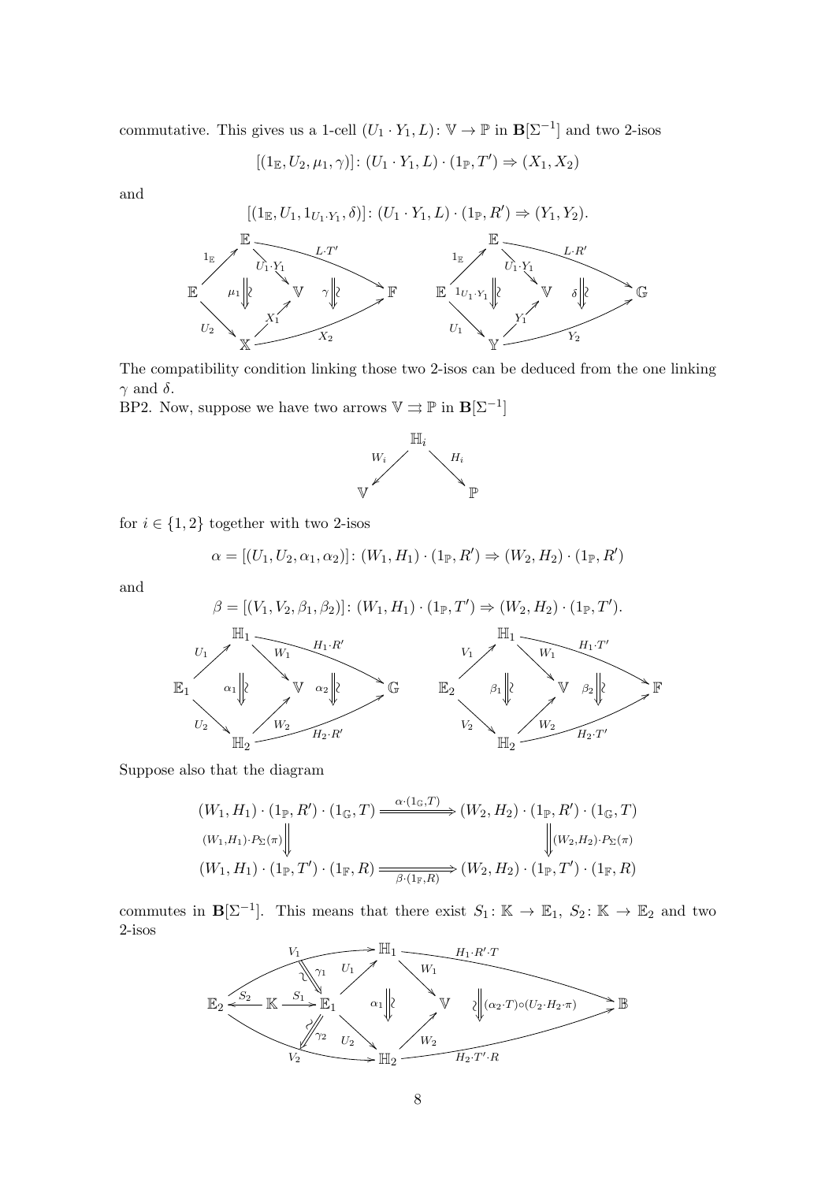commutative. This gives us a 1-cell $(U_1 \cdot Y_1, L)\colon \mathbb{V} \to \mathbb{P}$ in $\mathbf{B}[\Sigma^{-1}]$ and two 2-isos

$$[(1_{\mathbb{E}}, U_2, \mu_1, \gamma)]\colon (U_1 \cdot Y_1, L) \cdot (1_{\mathbb{P}}, T') \Rightarrow (X_1, X_2)$$

and

$$[(1_{\mathbb{E}}, U_1, 1_{U_1 \cdot Y_1}, \delta)]\colon (U_1 \cdot Y_1, L) \cdot (1_{\mathbb{P}}, R') \Rightarrow (Y_1, Y_2).$$

$$\begin{array}{ccc}
\mathbb{E} \xrightarrow{1_{\mathbb{E}}} \mathbb{E} \xrightarrow{U_1 \cdot Y_1} \mathbb{V},\ \mathbb{E} \xrightarrow{L \cdot T'} \mathbb{F},\ \mathbb{E} \xrightarrow{U_2} \mathbb{X} \xrightarrow{X_1} \mathbb{V},\ \mathbb{X} \xrightarrow{X_2} \mathbb{F};\ \mu_1, \gamma
& \quad &
\mathbb{E} \xrightarrow{1_{\mathbb{E}}} \mathbb{E} \xrightarrow{U_1 \cdot Y_1} \mathbb{V},\ \mathbb{E} \xrightarrow{L \cdot R'} \mathbb{G},\ \mathbb{E} \xrightarrow{U_1} \mathbb{Y} \xrightarrow{Y_1} \mathbb{V},\ \mathbb{Y} \xrightarrow{Y_2} \mathbb{G};\ 1_{U_1 \cdot Y_1}, \delta
\end{array}$$

The compatibility condition linking those two 2-isos can be deduced from the one linking $\gamma$ and $\delta$.

BP2. Now, suppose we have two arrows $\mathbb{V} \rightrightarrows \mathbb{P}$ in $\mathbf{B}[\Sigma^{-1}]$

$$\mathbb{V} \xleftarrow{W_i} \mathbb{H}_i \xrightarrow{H_i} \mathbb{P}$$

for $i \in \{1, 2\}$ together with two 2-isos

$$\alpha = [(U_1, U_2, \alpha_1, \alpha_2)]\colon (W_1, H_1) \cdot (1_{\mathbb{P}}, R') \Rightarrow (W_2, H_2) \cdot (1_{\mathbb{P}}, R')$$

and

$$\beta = [(V_1, V_2, \beta_1, \beta_2)]\colon (W_1, H_1) \cdot (1_{\mathbb{P}}, T') \Rightarrow (W_2, H_2) \cdot (1_{\mathbb{P}}, T').$$

$$\begin{array}{ccc}
\mathbb{E}_1 \xrightarrow{U_1} \mathbb{H}_1 \xrightarrow{W_1} \mathbb{V},\ \mathbb{H}_1 \xrightarrow{H_1 \cdot R'} \mathbb{G},\ \mathbb{E}_1 \xrightarrow{U_2} \mathbb{H}_2 \xrightarrow{W_2} \mathbb{V},\ \mathbb{H}_2 \xrightarrow{H_2 \cdot R'} \mathbb{G};\ \alpha_1, \alpha_2
& \quad &
\mathbb{E}_2 \xrightarrow{V_1} \mathbb{H}_1 \xrightarrow{W_1} \mathbb{V},\ \mathbb{H}_1 \xrightarrow{H_1 \cdot T'} \mathbb{F},\ \mathbb{E}_2 \xrightarrow{V_2} \mathbb{H}_2 \xrightarrow{W_2} \mathbb{V},\ \mathbb{H}_2 \xrightarrow{H_2 \cdot T'} \mathbb{F};\ \beta_1, \beta_2
\end{array}$$

Suppose also that the diagram

$$\begin{array}{ccc}
(W_1, H_1) \cdot (1_{\mathbb{P}}, R') \cdot (1_{\mathbb{G}}, T) & \xRightarrow{\alpha \cdot (1_{\mathbb{G}}, T)} & (W_2, H_2) \cdot (1_{\mathbb{P}}, R') \cdot (1_{\mathbb{G}}, T) \\
\Big\Downarrow {\scriptstyle (W_1, H_1) \cdot P_{\Sigma}(\pi)} & & \Big\Downarrow {\scriptstyle (W_2, H_2) \cdot P_{\Sigma}(\pi)} \\
(W_1, H_1) \cdot (1_{\mathbb{P}}, T') \cdot (1_{\mathbb{F}}, R) & \xRightarrow[\beta \cdot (1_{\mathbb{F}}, R)]{} & (W_2, H_2) \cdot (1_{\mathbb{P}}, T') \cdot (1_{\mathbb{F}}, R)
\end{array}$$

commutes in $\mathbf{B}[\Sigma^{-1}]$. This means that there exist $S_1\colon \mathbb{K} \to \mathbb{E}_1$, $S_2\colon \mathbb{K} \to \mathbb{E}_2$ and two 2-isos

$$\mathbb{E}_2 \xleftarrow{S_2} \mathbb{K} \xrightarrow{S_1} \mathbb{E}_1;\ \gamma_1\colon V_1 \Rightarrow U_1,\ \gamma_2\colon U_2 \Rightarrow V_2;\ \mathbb{E}_1 \xrightarrow{U_1} \mathbb{H}_1 \xrightarrow{W_1} \mathbb{V},\ \mathbb{E}_1 \xrightarrow{U_2} \mathbb{H}_2 \xrightarrow{W_2} \mathbb{V},\ \alpha_1;\ \mathbb{H}_1 \xrightarrow{H_1 \cdot R' \cdot T} \mathbb{B},\ \mathbb{H}_2 \xrightarrow{H_2 \cdot T' \cdot R} \mathbb{B},\ (\alpha_2 \cdot T) \circ (U_2 \cdot H_2 \cdot \pi)$$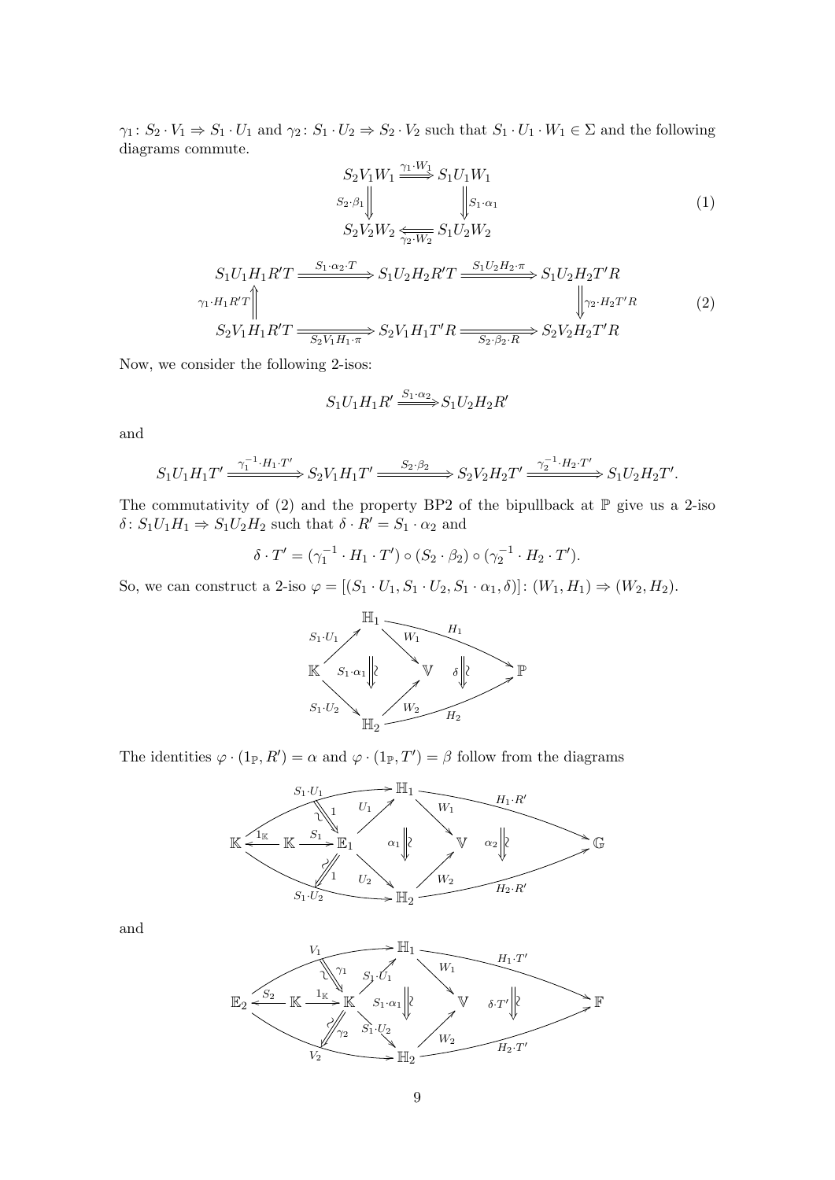$\gamma_1 \colon S_2 \cdot V_1 \Rightarrow S_1 \cdot U_1$ and $\gamma_2 \colon S_1 \cdot U_2 \Rightarrow S_2 \cdot V_2$ such that $S_1 \cdot U_1 \cdot W_1 \in \Sigma$ and the following diagrams commute.

$$\begin{array}{ccc} S_2 V_1 W_1 & \xRightarrow{\gamma_1 \cdot W_1} & S_1 U_1 W_1 \\ {\scriptstyle S_2 \cdot \beta_1} \Downarrow & & \Downarrow {\scriptstyle S_1 \cdot \alpha_1} \\ S_2 V_2 W_2 & \xLeftarrow[\gamma_2 \cdot W_2]{} & S_1 U_2 W_2 \end{array} \tag{1}$$

$$\begin{array}{ccccc} S_1 U_1 H_1 R' T & \xRightarrow{S_1 \cdot \alpha_2 \cdot T} & S_1 U_2 H_2 R' T & \xRightarrow{S_1 U_2 H_2 \cdot \pi} & S_1 U_2 H_2 T' R \\ {\scriptstyle \gamma_1 \cdot H_1 R' T} \Uparrow & & & & \Downarrow {\scriptstyle \gamma_2 \cdot H_2 T' R} \\ S_2 V_1 H_1 R' T & \xRightarrow[S_2 V_1 H_1 \cdot \pi]{} & S_2 V_1 H_1 T' R & \xRightarrow[S_2 \cdot \beta_2 \cdot R]{} & S_2 V_2 H_2 T' R \end{array} \tag{2}$$

Now, we consider the following 2-isos:

$$S_1 U_1 H_1 R' \xRightarrow{S_1 \cdot \alpha_2} S_1 U_2 H_2 R'$$

and

$$S_1 U_1 H_1 T' \xRightarrow{\gamma_1^{-1} \cdot H_1 \cdot T'} S_2 V_1 H_1 T' \xRightarrow{S_2 \cdot \beta_2} S_2 V_2 H_2 T' \xRightarrow{\gamma_2^{-1} \cdot H_2 \cdot T'} S_1 U_2 H_2 T'.$$

The commutativity of (2) and the property BP2 of the bipullback at $\mathbb{P}$ give us a 2-iso $\delta \colon S_1 U_1 H_1 \Rightarrow S_1 U_2 H_2$ such that $\delta \cdot R' = S_1 \cdot \alpha_2$ and

$$\delta \cdot T' = (\gamma_1^{-1} \cdot H_1 \cdot T') \circ (S_2 \cdot \beta_2) \circ (\gamma_2^{-1} \cdot H_2 \cdot T').$$

So, we can construct a 2-iso $\varphi = [(S_1 \cdot U_1, S_1 \cdot U_2, S_1 \cdot \alpha_1, \delta)] \colon (W_1, H_1) \Rightarrow (W_2, H_2)$.

$$\begin{array}{ccccc} & \mathbb{H}_1 & & & \\ {\scriptstyle S_1 \cdot U_1} \nearrow & & \searrow {\scriptstyle W_1} & \overset{H_1}{\longrightarrow} & \\ \mathbb{K} & \; {\scriptstyle S_1 \cdot \alpha_1} \Downarrow \wr & \mathbb{V} & {\scriptstyle \delta} \Downarrow \wr & \mathbb{P} \\ {\scriptstyle S_1 \cdot U_2} \searrow & & \nearrow {\scriptstyle W_2} & \underset{H_2}{\longrightarrow} & \\ & \mathbb{H}_2 & & & \end{array}$$

The identities $\varphi \cdot (1_{\mathbb{P}}, R') = \alpha$ and $\varphi \cdot (1_{\mathbb{P}}, T') = \beta$ follow from the diagrams

$$\begin{array}{ccccccc} & {\scriptstyle S_1 \cdot U_1} & & \mathbb{H}_1 & & {\scriptstyle H_1 \cdot R'} & \\ & \Downarrow \wr\, {\scriptstyle 1} & {\scriptstyle U_1} \nearrow & & \searrow {\scriptstyle W_1} & & \\ \mathbb{K} \xleftarrow{1_{\mathbb{K}}} \mathbb{K} \xrightarrow{S_1} & \mathbb{E}_1 & & {\scriptstyle \alpha_1} \Downarrow \wr & \mathbb{V} & {\scriptstyle \alpha_2} \Downarrow \wr & \mathbb{G} \\ & \Downarrow \wr\, {\scriptstyle 1} & {\scriptstyle U_2} \searrow & & \nearrow {\scriptstyle W_2} & & \\ & {\scriptstyle S_1 \cdot U_2} & & \mathbb{H}_2 & & {\scriptstyle H_2 \cdot R'} & \end{array}$$

and

$$\begin{array}{ccccccc} & {\scriptstyle V_1} & & \mathbb{H}_1 & & {\scriptstyle H_1 \cdot T'} & \\ & \Downarrow \wr\, {\scriptstyle \gamma_1} & {\scriptstyle S_1 \cdot U_1} \nearrow & & \searrow {\scriptstyle W_1} & & \\ \mathbb{E}_2 \xleftarrow{S_2} \mathbb{K} \xrightarrow{1_{\mathbb{K}}} & \mathbb{K} & & {\scriptstyle S_1 \cdot \alpha_1} \Downarrow \wr & \mathbb{V} & {\scriptstyle \delta \cdot T'} \Downarrow \wr & \mathbb{F} \\ & \Downarrow \wr\, {\scriptstyle \gamma_2} & {\scriptstyle S_1 \cdot U_2} \searrow & & \nearrow {\scriptstyle W_2} & & \\ & {\scriptstyle V_2} & & \mathbb{H}_2 & & {\scriptstyle H_2 \cdot T'} & \end{array}$$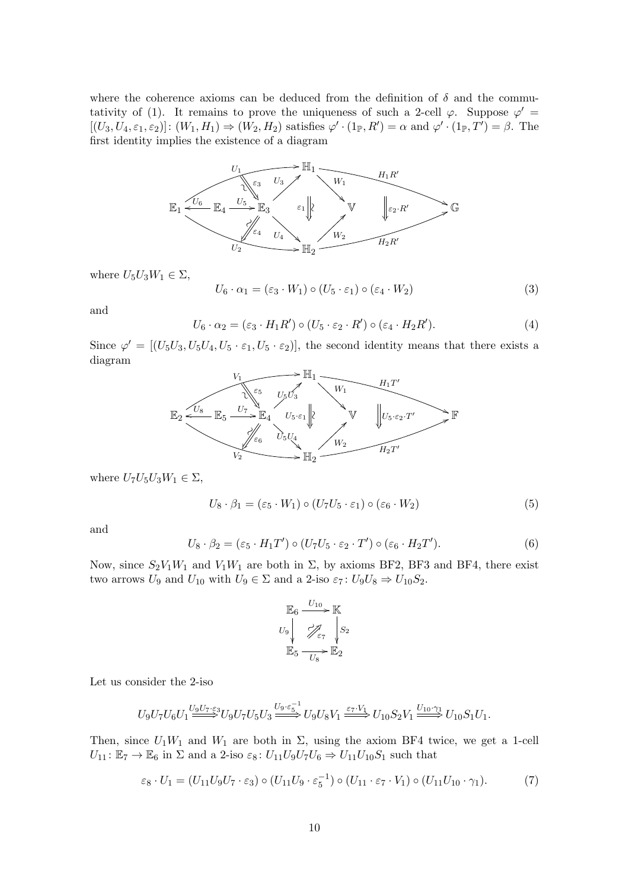where the coherence axioms can be deduced from the definition of $\delta$ and the commutativity of (1). It remains to prove the uniqueness of such a 2-cell $\varphi$. Suppose $\varphi' = [(U_3, U_4, \varepsilon_1, \varepsilon_2)]\colon (W_1, H_1) \Rightarrow (W_2, H_2)$ satisfies $\varphi' \cdot (1_{\mathbb{P}}, R') = \alpha$ and $\varphi' \cdot (1_{\mathbb{P}}, T') = \beta$. The first identity implies the existence of a diagram

where $U_5 U_3 W_1 \in \Sigma$,

$$U_6 \cdot \alpha_1 = (\varepsilon_3 \cdot W_1) \circ (U_5 \cdot \varepsilon_1) \circ (\varepsilon_4 \cdot W_2) \tag{3}$$

and

$$U_6 \cdot \alpha_2 = (\varepsilon_3 \cdot H_1 R') \circ (U_5 \cdot \varepsilon_2 \cdot R') \circ (\varepsilon_4 \cdot H_2 R'). \tag{4}$$

Since $\varphi' = [(U_5 U_3, U_5 U_4, U_5 \cdot \varepsilon_1, U_5 \cdot \varepsilon_2)]$, the second identity means that there exists a diagram

where $U_7 U_5 U_3 W_1 \in \Sigma$,

$$U_8 \cdot \beta_1 = (\varepsilon_5 \cdot W_1) \circ (U_7 U_5 \cdot \varepsilon_1) \circ (\varepsilon_6 \cdot W_2) \tag{5}$$

and

$$U_8 \cdot \beta_2 = (\varepsilon_5 \cdot H_1 T') \circ (U_7 U_5 \cdot \varepsilon_2 \cdot T') \circ (\varepsilon_6 \cdot H_2 T'). \tag{6}$$

Now, since $S_2 V_1 W_1$ and $V_1 W_1$ are both in $\Sigma$, by axioms BF2, BF3 and BF4, there exist two arrows $U_9$ and $U_{10}$ with $U_9 \in \Sigma$ and a 2-iso $\varepsilon_7\colon U_9 U_8 \Rightarrow U_{10} S_2$.

Let us consider the 2-iso

$$U_9 U_7 U_6 U_1 \xRightarrow{U_9 U_7 \cdot \varepsilon_3} U_9 U_7 U_5 U_3 \xRightarrow{U_9 \cdot \varepsilon_5^{-1}} U_9 U_8 V_1 \xRightarrow{\varepsilon_7 \cdot V_1} U_{10} S_2 V_1 \xRightarrow{U_{10} \cdot \gamma_1} U_{10} S_1 U_1.$$

Then, since $U_1 W_1$ and $W_1$ are both in $\Sigma$, using the axiom BF4 twice, we get a 1-cell $U_{11}\colon \mathbb{E}_7 \to \mathbb{E}_6$ in $\Sigma$ and a 2-iso $\varepsilon_8\colon U_{11} U_9 U_7 U_6 \Rightarrow U_{11} U_{10} S_1$ such that

$$\varepsilon_8 \cdot U_1 = (U_{11} U_9 U_7 \cdot \varepsilon_3) \circ (U_{11} U_9 \cdot \varepsilon_5^{-1}) \circ (U_{11} \cdot \varepsilon_7 \cdot V_1) \circ (U_{11} U_{10} \cdot \gamma_1). \tag{7}$$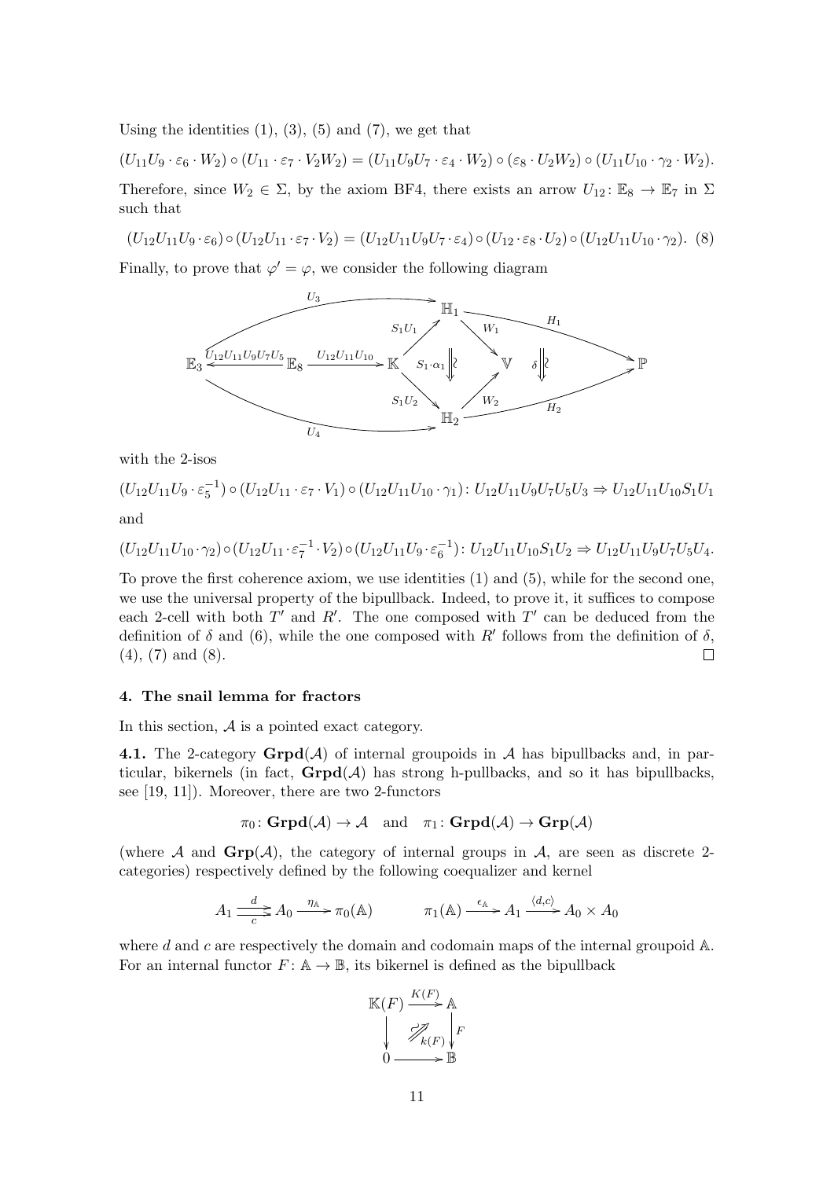Using the identities (1), (3), (5) and (7), we get that

$$(U_{11}U_9 \cdot \varepsilon_6 \cdot W_2) \circ (U_{11} \cdot \varepsilon_7 \cdot V_2W_2) = (U_{11}U_9U_7 \cdot \varepsilon_4 \cdot W_2) \circ (\varepsilon_8 \cdot U_2W_2) \circ (U_{11}U_{10} \cdot \gamma_2 \cdot W_2).$$

Therefore, since $W_2 \in \Sigma$, by the axiom BF4, there exists an arrow $U_{12} \colon \mathbb{E}_8 \to \mathbb{E}_7$ in $\Sigma$ such that

$$(U_{12}U_{11}U_9 \cdot \varepsilon_6) \circ (U_{12}U_{11} \cdot \varepsilon_7 \cdot V_2) = (U_{12}U_{11}U_9U_7 \cdot \varepsilon_4) \circ (U_{12} \cdot \varepsilon_8 \cdot U_2) \circ (U_{12}U_{11}U_{10} \cdot \gamma_2). \quad (8)$$

Finally, to prove that $\varphi' = \varphi$, we consider the following diagram

$$\begin{array}{c}
\mathbb{E}_3 \xleftarrow{U_{12}U_{11}U_9U_7U_5} \mathbb{E}_8 \xrightarrow{U_{12}U_{11}U_{10}} \mathbb{K}, \quad U_3\colon \mathbb{E}_3 \to \mathbb{H}_1,\ U_4\colon \mathbb{E}_3 \to \mathbb{H}_2,\\
S_1U_1\colon \mathbb{K} \to \mathbb{H}_1,\ S_1U_2\colon \mathbb{K} \to \mathbb{H}_2,\ S_1\cdot\alpha_1 \Downarrow\wr,\\
W_1\colon \mathbb{H}_1 \to \mathbb{V},\ W_2\colon \mathbb{H}_2 \to \mathbb{V},\ H_1\colon \mathbb{H}_1 \to \mathbb{P},\ H_2\colon \mathbb{H}_2 \to \mathbb{P},\ \delta \Downarrow\wr
\end{array}$$

with the 2-isos

$$(U_{12}U_{11}U_9 \cdot \varepsilon_5^{-1}) \circ (U_{12}U_{11} \cdot \varepsilon_7 \cdot V_1) \circ (U_{12}U_{11}U_{10} \cdot \gamma_1) \colon U_{12}U_{11}U_9U_7U_5U_3 \Rightarrow U_{12}U_{11}U_{10}S_1U_1$$

and

$$(U_{12}U_{11}U_{10} \cdot \gamma_2) \circ (U_{12}U_{11} \cdot \varepsilon_7^{-1} \cdot V_2) \circ (U_{12}U_{11}U_9 \cdot \varepsilon_6^{-1}) \colon U_{12}U_{11}U_{10}S_1U_2 \Rightarrow U_{12}U_{11}U_9U_7U_5U_4.$$

To prove the first coherence axiom, we use identities (1) and (5), while for the second one, we use the universal property of the bipullback. Indeed, to prove it, it suffices to compose each 2-cell with both $T'$ and $R'$. The one composed with $T'$ can be deduced from the definition of $\delta$ and (6), while the one composed with $R'$ follows from the definition of $\delta$, (4), (7) and (8). $\square$

## 4. The snail lemma for fractors

In this section, $\mathcal{A}$ is a pointed exact category.

**4.1.** The 2-category $\mathbf{Grpd}(\mathcal{A})$ of internal groupoids in $\mathcal{A}$ has bipullbacks and, in particular, bikernels (in fact, $\mathbf{Grpd}(\mathcal{A})$ has strong h-pullbacks, and so it has bipullbacks, see [19, 11]). Moreover, there are two 2-functors

$$\pi_0 \colon \mathbf{Grpd}(\mathcal{A}) \to \mathcal{A} \quad \text{and} \quad \pi_1 \colon \mathbf{Grpd}(\mathcal{A}) \to \mathbf{Grp}(\mathcal{A})$$

(where $\mathcal{A}$ and $\mathbf{Grp}(\mathcal{A})$, the category of internal groups in $\mathcal{A}$, are seen as discrete 2-categories) respectively defined by the following coequalizer and kernel

$$A_1 \overset{d}{\underset{c}{\rightrightarrows}} A_0 \xrightarrow{\eta_{\mathbb{A}}} \pi_0(\mathbb{A}) \qquad\qquad \pi_1(\mathbb{A}) \xrightarrow{\epsilon_{\mathbb{A}}} A_1 \xrightarrow{\langle d,c\rangle} A_0 \times A_0$$

where $d$ and $c$ are respectively the domain and codomain maps of the internal groupoid $\mathbb{A}$. For an internal functor $F \colon \mathbb{A} \to \mathbb{B}$, its bikernel is defined as the bipullback

$$\begin{array}{ccc}
\mathbb{K}(F) & \xrightarrow{K(F)} & \mathbb{A} \\
\downarrow & \overset{\sim}{\nearrow} k(F) & \downarrow F \\
0 & \longrightarrow & \mathbb{B}
\end{array}$$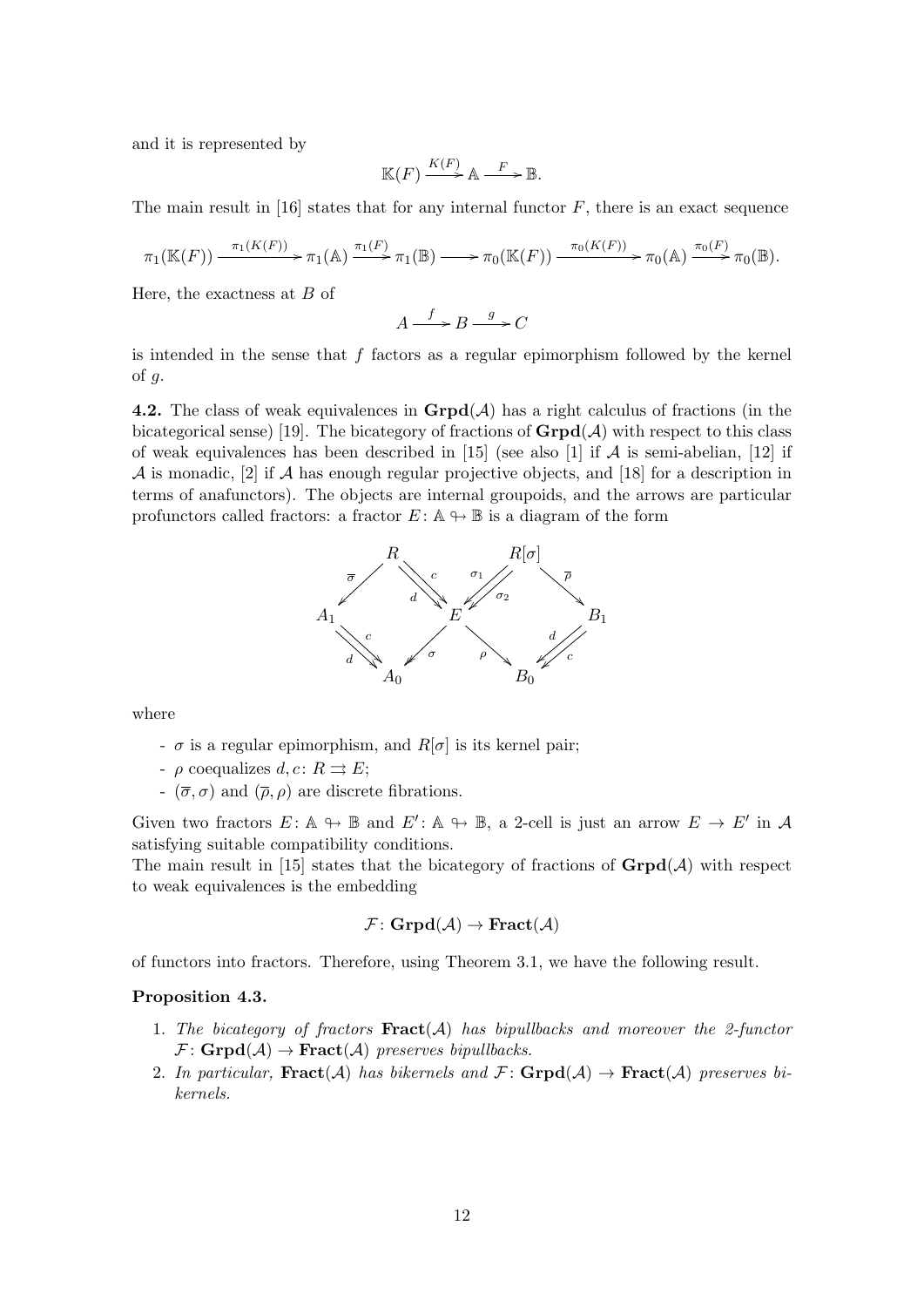and it is represented by

$$\mathbb{K}(F) \xrightarrow{K(F)} \mathbb{A} \xrightarrow{F} \mathbb{B}.$$

The main result in [16] states that for any internal functor $F$, there is an exact sequence

$$\pi_1(\mathbb{K}(F)) \xrightarrow{\pi_1(K(F))} \pi_1(\mathbb{A}) \xrightarrow{\pi_1(F)} \pi_1(\mathbb{B}) \longrightarrow \pi_0(\mathbb{K}(F)) \xrightarrow{\pi_0(K(F))} \pi_0(\mathbb{A}) \xrightarrow{\pi_0(F)} \pi_0(\mathbb{B}).$$

Here, the exactness at $B$ of

$$A \xrightarrow{f} B \xrightarrow{g} C$$

is intended in the sense that $f$ factors as a regular epimorphism followed by the kernel of $g$.

**4.2.** The class of weak equivalences in $\mathbf{Grpd}(\mathcal{A})$ has a right calculus of fractions (in the bicategorical sense) [19]. The bicategory of fractions of $\mathbf{Grpd}(\mathcal{A})$ with respect to this class of weak equivalences has been described in [15] (see also [1] if $\mathcal{A}$ is semi-abelian, [12] if $\mathcal{A}$ is monadic, [2] if $\mathcal{A}$ has enough regular projective objects, and [18] for a description in terms of anafunctors). The objects are internal groupoids, and the arrows are particular profunctors called fractors: a fractor $E\colon \mathbb{A} \nrightarrow \mathbb{B}$ is a diagram of the form

$$\begin{array}{ccccccc}
 & R & & & R[\sigma] & & \\
 \swarrow^{\overline{\sigma}} & & \searrow\searrow^{c}_{d} & & \swarrow\swarrow^{\sigma_1}_{\sigma_2} & & \searrow^{\overline{\rho}} \\
A_1 & & & E & & & B_1 \\
 & \searrow\searrow^{c}_{d} & \swarrow^{\sigma} & & \searrow^{\rho} & \swarrow\swarrow^{d}_{c} & \\
 & A_0 & & & & B_0 &
\end{array}$$

where

- $\sigma$ is a regular epimorphism, and $R[\sigma]$ is its kernel pair;
- $\rho$ coequalizes $d, c\colon R \rightrightarrows E$;
- $(\overline{\sigma}, \sigma)$ and $(\overline{\rho}, \rho)$ are discrete fibrations.

Given two fractors $E\colon \mathbb{A} \nrightarrow \mathbb{B}$ and $E'\colon \mathbb{A} \nrightarrow \mathbb{B}$, a 2-cell is just an arrow $E \to E'$ in $\mathcal{A}$ satisfying suitable compatibility conditions.
The main result in [15] states that the bicategory of fractions of $\mathbf{Grpd}(\mathcal{A})$ with respect to weak equivalences is the embedding

$$\mathcal{F}\colon \mathbf{Grpd}(\mathcal{A}) \to \mathbf{Fract}(\mathcal{A})$$

of functors into fractors. Therefore, using Theorem 3.1, we have the following result.

**Proposition 4.3.**

1. *The bicategory of fractors $\mathbf{Fract}(\mathcal{A})$ has bipullbacks and moreover the 2-functor $\mathcal{F}\colon \mathbf{Grpd}(\mathcal{A}) \to \mathbf{Fract}(\mathcal{A})$ preserves bipullbacks.*
2. *In particular, $\mathbf{Fract}(\mathcal{A})$ has bikernels and $\mathcal{F}\colon \mathbf{Grpd}(\mathcal{A}) \to \mathbf{Fract}(\mathcal{A})$ preserves bikernels.*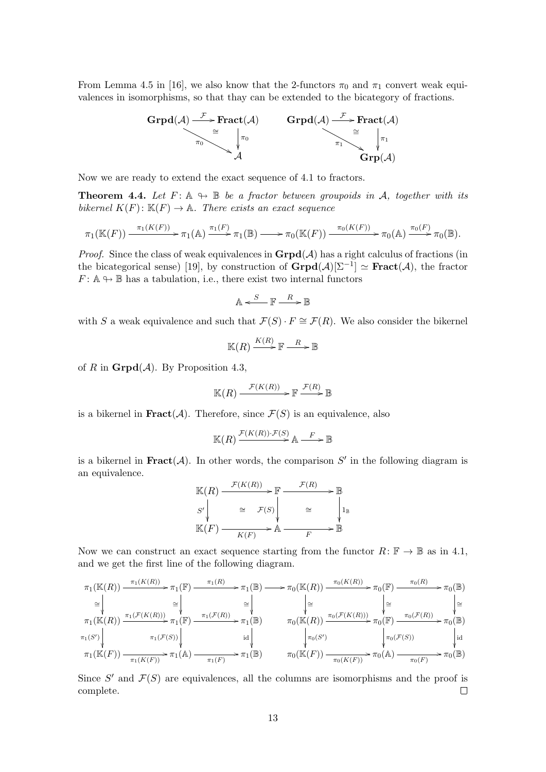From Lemma 4.5 in [16], we also know that the 2-functors $\pi_0$ and $\pi_1$ convert weak equivalences in isomorphisms, so that thay can be extended to the bicategory of fractions.

$$
\begin{array}{ccc}
\mathbf{Grpd}(\mathcal{A}) & \xrightarrow{\mathcal{F}} & \mathbf{Fract}(\mathcal{A}) \\
& \searrow^{\pi_0} \cong & \downarrow \pi_0 \\
& & \mathcal{A}
\end{array}
\qquad
\begin{array}{ccc}
\mathbf{Grpd}(\mathcal{A}) & \xrightarrow{\mathcal{F}} & \mathbf{Fract}(\mathcal{A}) \\
& \searrow^{\pi_1} \cong & \downarrow \pi_1 \\
& & \mathbf{Grp}(\mathcal{A})
\end{array}
$$

Now we are ready to extend the exact sequence of 4.1 to fractors.

**Theorem 4.4.** *Let $F \colon \mathbb{A} \nrightarrow \mathbb{B}$ be a fractor between groupoids in $\mathcal{A}$, together with its bikernel $K(F) \colon \mathbb{K}(F) \to \mathbb{A}$. There exists an exact sequence*

$$
\pi_1(\mathbb{K}(F)) \xrightarrow{\pi_1(K(F))} \pi_1(\mathbb{A}) \xrightarrow{\pi_1(F)} \pi_1(\mathbb{B}) \longrightarrow \pi_0(\mathbb{K}(F)) \xrightarrow{\pi_0(K(F))} \pi_0(\mathbb{A}) \xrightarrow{\pi_0(F)} \pi_0(\mathbb{B}).
$$

*Proof.* Since the class of weak equivalences in $\mathbf{Grpd}(\mathcal{A})$ has a right calculus of fractions (in the bicategorical sense) [19], by construction of $\mathbf{Grpd}(\mathcal{A})[\Sigma^{-1}] \simeq \mathbf{Fract}(\mathcal{A})$, the fractor $F \colon \mathbb{A} \nrightarrow \mathbb{B}$ has a tabulation, i.e., there exist two internal functors

$$
\mathbb{A} \xleftarrow{S} \mathbb{F} \xrightarrow{R} \mathbb{B}
$$

with $S$ a weak equivalence and such that $\mathcal{F}(S) \cdot F \cong \mathcal{F}(R)$. We also consider the bikernel

$$
\mathbb{K}(R) \xrightarrow{K(R)} \mathbb{F} \xrightarrow{R} \mathbb{B}
$$

of $R$ in $\mathbf{Grpd}(\mathcal{A})$. By Proposition 4.3,

$$
\mathbb{K}(R) \xrightarrow{\mathcal{F}(K(R))} \mathbb{F} \xrightarrow{\mathcal{F}(R)} \mathbb{B}
$$

is a bikernel in $\mathbf{Fract}(\mathcal{A})$. Therefore, since $\mathcal{F}(S)$ is an equivalence, also

$$
\mathbb{K}(R) \xrightarrow{\mathcal{F}(K(R)) \cdot \mathcal{F}(S)} \mathbb{A} \xrightarrow{F} \mathbb{B}
$$

is a bikernel in $\mathbf{Fract}(\mathcal{A})$. In other words, the comparison $S'$ in the following diagram is an equivalence.

$$
\begin{array}{ccccc}
\mathbb{K}(R) & \xrightarrow{\mathcal{F}(K(R))} & \mathbb{F} & \xrightarrow{\mathcal{F}(R)} & \mathbb{B} \\
{\scriptstyle S'}\downarrow & \cong & \downarrow{\scriptstyle \mathcal{F}(S)} & \cong & \downarrow{\scriptstyle 1_{\mathbb{B}}} \\
\mathbb{K}(F) & \xrightarrow[K(F)]{} & \mathbb{A} & \xrightarrow[F]{} & \mathbb{B}
\end{array}
$$

Now we can construct an exact sequence starting from the functor $R \colon \mathbb{F} \to \mathbb{B}$ as in 4.1, and we get the first line of the following diagram.

$$
\begin{array}{cccccccccccc}
\pi_1(\mathbb{K}(R)) & \xrightarrow{\pi_1(K(R))} & \pi_1(\mathbb{F}) & \xrightarrow{\pi_1(R)} & \pi_1(\mathbb{B}) & \longrightarrow & \pi_0(\mathbb{K}(R)) & \xrightarrow{\pi_0(K(R))} & \pi_0(\mathbb{F}) & \xrightarrow{\pi_0(R)} & \pi_0(\mathbb{B}) \\
\cong\downarrow & & \cong\downarrow & & \cong\downarrow & & \downarrow\cong & & \downarrow\cong & & \downarrow\cong \\
\pi_1(\mathbb{K}(R)) & \xrightarrow{\pi_1(\mathcal{F}(K(R)))} & \pi_1(\mathbb{F}) & \xrightarrow{\pi_1(\mathcal{F}(R))} & \pi_1(\mathbb{B}) & & \pi_0(\mathbb{K}(R)) & \xrightarrow{\pi_0(\mathcal{F}(K(R)))} & \pi_0(\mathbb{F}) & \xrightarrow{\pi_0(\mathcal{F}(R))} & \pi_0(\mathbb{B}) \\
{\scriptstyle \pi_1(S')}\downarrow & & {\scriptstyle \pi_1(\mathcal{F}(S))}\downarrow & & {\scriptstyle \mathrm{id}}\downarrow & & \downarrow{\scriptstyle \pi_0(S')} & & \downarrow{\scriptstyle \pi_0(\mathcal{F}(S))} & & \downarrow{\scriptstyle \mathrm{id}} \\
\pi_1(\mathbb{K}(F)) & \xrightarrow[\pi_1(K(F))]{} & \pi_1(\mathbb{A}) & \xrightarrow[\pi_1(F)]{} & \pi_1(\mathbb{B}) & & \pi_0(\mathbb{K}(F)) & \xrightarrow[\pi_0(K(F))]{} & \pi_0(\mathbb{A}) & \xrightarrow[\pi_0(F)]{} & \pi_0(\mathbb{B})
\end{array}
$$

Since $S'$ and $\mathcal{F}(S)$ are equivalences, all the columns are isomorphisms and the proof is complete. $\square$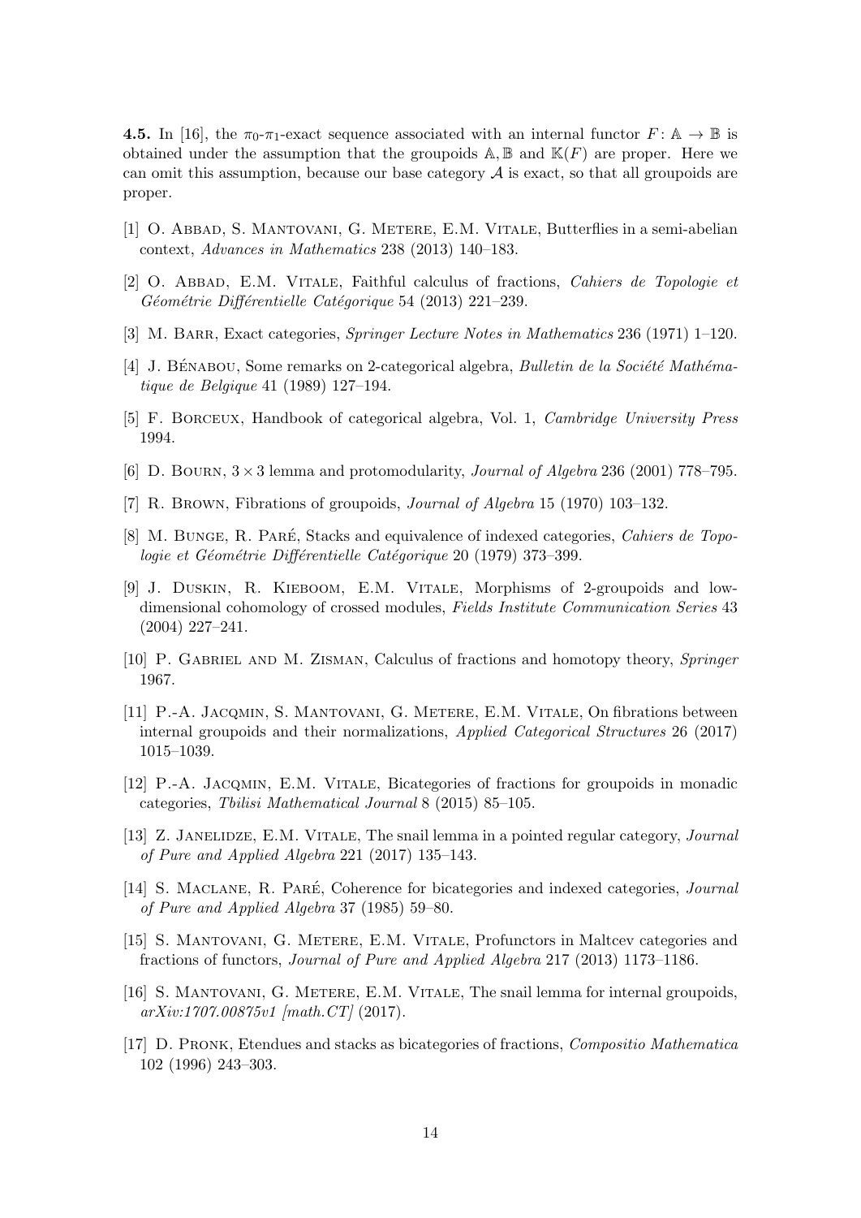**4.5.** In [16], the $\pi_0$-$\pi_1$-exact sequence associated with an internal functor $F\colon \mathbb{A} \to \mathbb{B}$ is obtained under the assumption that the groupoids $\mathbb{A}, \mathbb{B}$ and $\mathbb{K}(F)$ are proper. Here we can omit this assumption, because our base category $\mathcal{A}$ is exact, so that all groupoids are proper.

[1] O. Abbad, S. Mantovani, G. Metere, E.M. Vitale, Butterflies in a semi-abelian context, *Advances in Mathematics* 238 (2013) 140–183.

[2] O. Abbad, E.M. Vitale, Faithful calculus of fractions, *Cahiers de Topologie et Géométrie Différentielle Catégorique* 54 (2013) 221–239.

[3] M. Barr, Exact categories, *Springer Lecture Notes in Mathematics* 236 (1971) 1–120.

[4] J. Bénabou, Some remarks on 2-categorical algebra, *Bulletin de la Société Mathématique de Belgique* 41 (1989) 127–194.

[5] F. Borceux, Handbook of categorical algebra, Vol. 1, *Cambridge University Press* 1994.

[6] D. Bourn, $3 \times 3$ lemma and protomodularity, *Journal of Algebra* 236 (2001) 778–795.

[7] R. Brown, Fibrations of groupoids, *Journal of Algebra* 15 (1970) 103–132.

[8] M. Bunge, R. Paré, Stacks and equivalence of indexed categories, *Cahiers de Topologie et Géométrie Différentielle Catégorique* 20 (1979) 373–399.

[9] J. Duskin, R. Kieboom, E.M. Vitale, Morphisms of 2-groupoids and low-dimensional cohomology of crossed modules, *Fields Institute Communication Series* 43 (2004) 227–241.

[10] P. Gabriel and M. Zisman, Calculus of fractions and homotopy theory, *Springer* 1967.

[11] P.-A. Jacqmin, S. Mantovani, G. Metere, E.M. Vitale, On fibrations between internal groupoids and their normalizations, *Applied Categorical Structures* 26 (2017) 1015–1039.

[12] P.-A. Jacqmin, E.M. Vitale, Bicategories of fractions for groupoids in monadic categories, *Tbilisi Mathematical Journal* 8 (2015) 85–105.

[13] Z. Janelidze, E.M. Vitale, The snail lemma in a pointed regular category, *Journal of Pure and Applied Algebra* 221 (2017) 135–143.

[14] S. MacLane, R. Paré, Coherence for bicategories and indexed categories, *Journal of Pure and Applied Algebra* 37 (1985) 59–80.

[15] S. Mantovani, G. Metere, E.M. Vitale, Profunctors in Maltcev categories and fractions of functors, *Journal of Pure and Applied Algebra* 217 (2013) 1173–1186.

[16] S. Mantovani, G. Metere, E.M. Vitale, The snail lemma for internal groupoids, *arXiv:1707.00875v1 [math.CT]* (2017).

[17] D. Pronk, Etendues and stacks as bicategories of fractions, *Compositio Mathematica* 102 (1996) 243–303.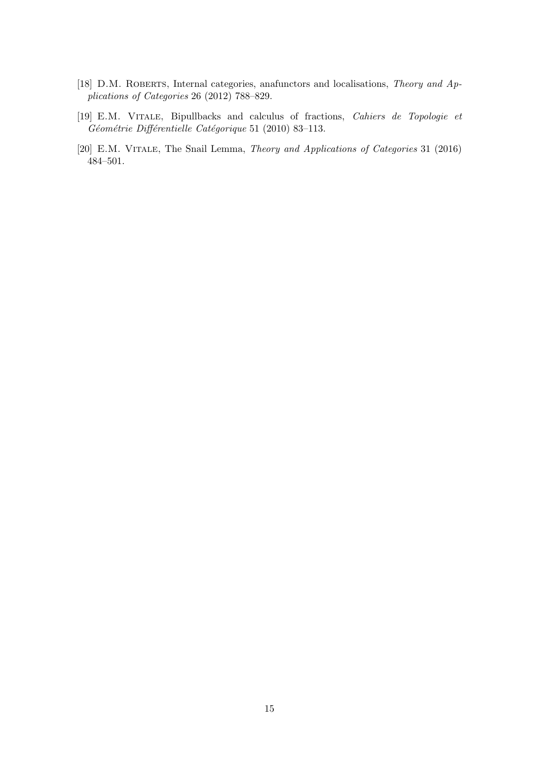[18] D.M. Roberts, Internal categories, anafunctors and localisations, *Theory and Applications of Categories* 26 (2012) 788–829.

[19] E.M. Vitale, Bipullbacks and calculus of fractions, *Cahiers de Topologie et Géométrie Différentielle Catégorique* 51 (2010) 83–113.

[20] E.M. Vitale, The Snail Lemma, *Theory and Applications of Categories* 31 (2016) 484–501.